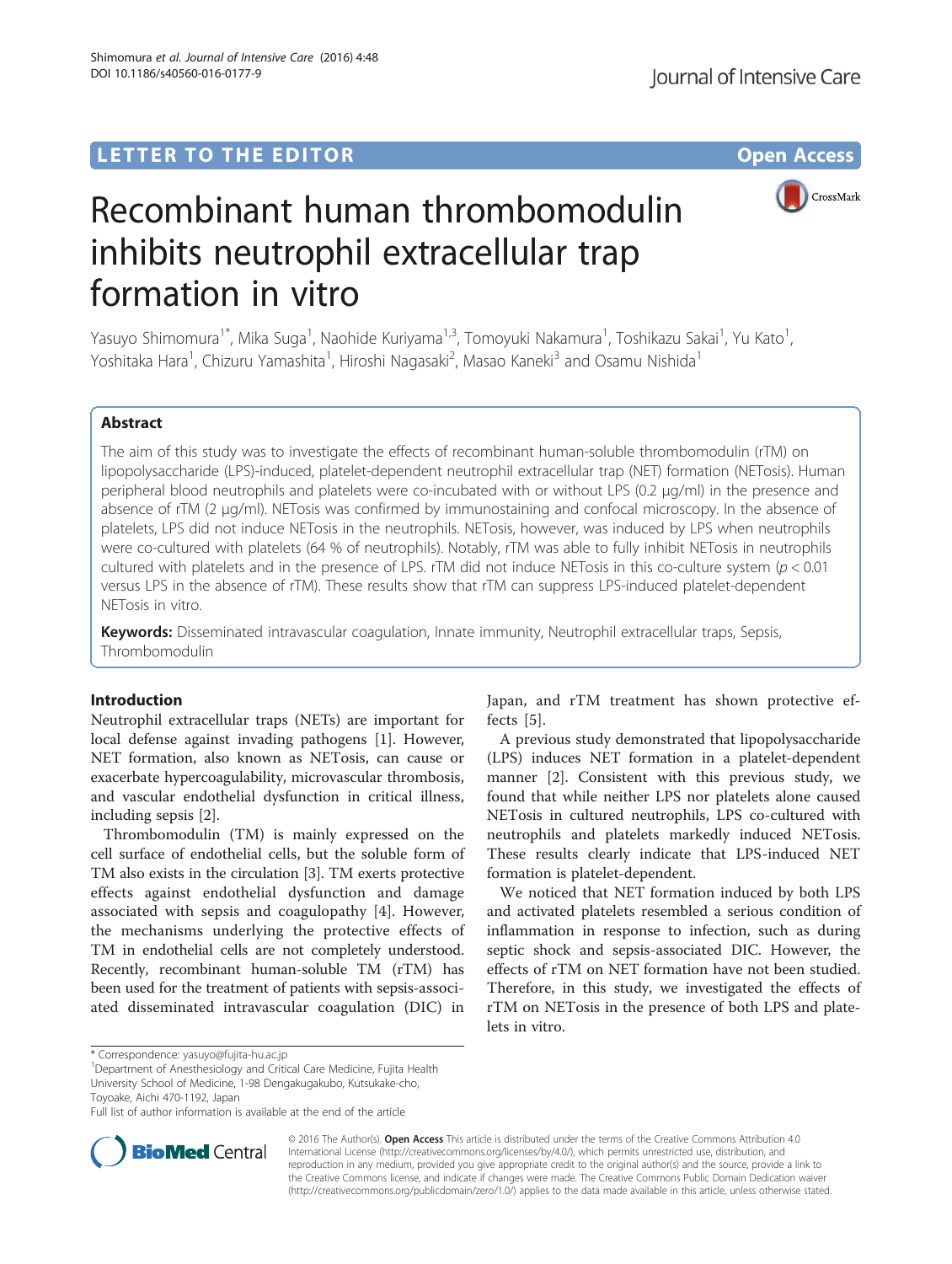LETTER TO THE EDITOR

Open Access

# Recombinant human thrombomodulin inhibits neutrophil extracellular trap formation in vitro

Yasuyo Shimomura[1*], Mika Suga[1], Naohide Kuriyama[1,3], Tomoyuki Nakamura[1], Toshikazu Sakai[1], Yu Kato[1], Yoshitaka Hara[1], Chizuru Yamashita[1], Hiroshi Nagasaki[2], Masao Kaneki[3] and Osamu Nishida[1]

## Abstract

The aim of this study was to investigate the effects of recombinant human-soluble thrombomodulin (rTM) on lipopolysaccharide (LPS)-induced, platelet-dependent neutrophil extracellular trap (NET) formation (NETosis). Human peripheral blood neutrophils and platelets were co-incubated with or without LPS (0.2 μg/ml) in the presence and absence of rTM (2 μg/ml). NETosis was confirmed by immunostaining and confocal microscopy. In the absence of platelets, LPS did not induce NETosis in the neutrophils. NETosis, however, was induced by LPS when neutrophils were co-cultured with platelets (64 % of neutrophils). Notably, rTM was able to fully inhibit NETosis in neutrophils cultured with platelets and in the presence of LPS. rTM did not induce NETosis in this co-culture system ($p < 0.01$ versus LPS in the absence of rTM). These results show that rTM can suppress LPS-induced platelet-dependent NETosis in vitro.

**Keywords:** Disseminated intravascular coagulation, Innate immunity, Neutrophil extracellular traps, Sepsis, Thrombomodulin

## Introduction

Neutrophil extracellular traps (NETs) are important for local defense against invading pathogens [1]. However, NET formation, also known as NETosis, can cause or exacerbate hypercoagulability, microvascular thrombosis, and vascular endothelial dysfunction in critical illness, including sepsis [2].

Thrombomodulin (TM) is mainly expressed on the cell surface of endothelial cells, but the soluble form of TM also exists in the circulation [3]. TM exerts protective effects against endothelial dysfunction and damage associated with sepsis and coagulopathy [4]. However, the mechanisms underlying the protective effects of TM in endothelial cells are not completely understood. Recently, recombinant human-soluble TM (rTM) has been used for the treatment of patients with sepsis-associated disseminated intravascular coagulation (DIC) in Japan, and rTM treatment has shown protective effects [5].

A previous study demonstrated that lipopolysaccharide (LPS) induces NET formation in a platelet-dependent manner [2]. Consistent with this previous study, we found that while neither LPS nor platelets alone caused NETosis in cultured neutrophils, LPS co-cultured with neutrophils and platelets markedly induced NETosis. These results clearly indicate that LPS-induced NET formation is platelet-dependent.

We noticed that NET formation induced by both LPS and activated platelets resembled a serious condition of inflammation in response to infection, such as during septic shock and sepsis-associated DIC. However, the effects of rTM on NET formation have not been studied. Therefore, in this study, we investigated the effects of rTM on NETosis in the presence of both LPS and platelets in vitro.

\* Correspondence: yasuyo@fujita-hu.ac.jp
[1]Department of Anesthesiology and Critical Care Medicine, Fujita Health University School of Medicine, 1-98 Dengakugakubo, Kutsukake-cho, Toyoake, Aichi 470-1192, Japan
Full list of author information is available at the end of the article

© 2016 The Author(s). **Open Access** This article is distributed under the terms of the Creative Commons Attribution 4.0 International License (http://creativecommons.org/licenses/by/4.0/), which permits unrestricted use, distribution, and reproduction in any medium, provided you give appropriate credit to the original author(s) and the source, provide a link to the Creative Commons license, and indicate if changes were made. The Creative Commons Public Domain Dedication waiver (http://creativecommons.org/publicdomain/zero/1.0/) applies to the data made available in this article, unless otherwise stated.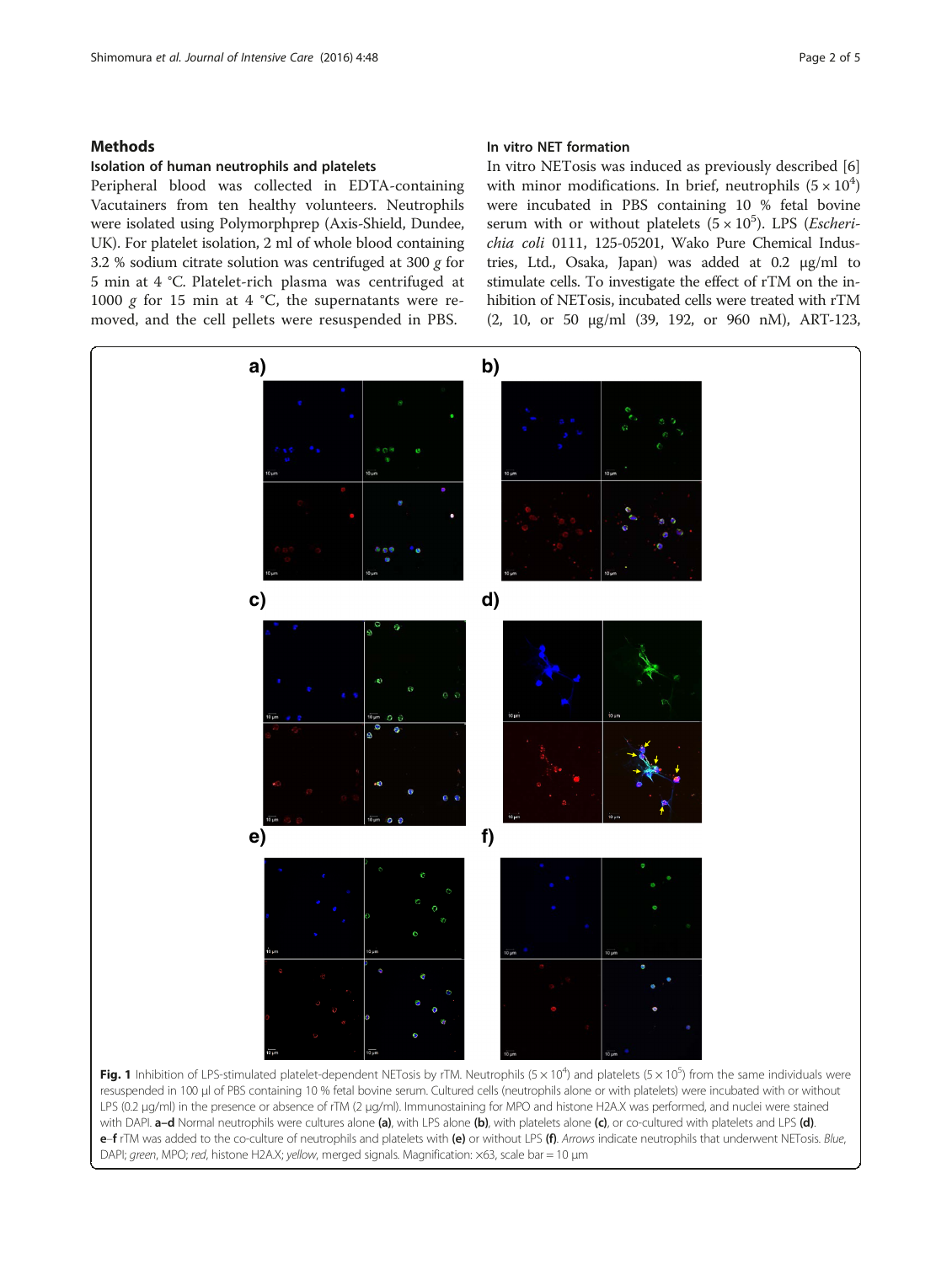## Methods

### Isolation of human neutrophils and platelets

Peripheral blood was collected in EDTA-containing Vacutainers from ten healthy volunteers. Neutrophils were isolated using Polymorphprep (Axis-Shield, Dundee, UK). For platelet isolation, 2 ml of whole blood containing 3.2 % sodium citrate solution was centrifuged at 300 *g* for 5 min at 4 °C. Platelet-rich plasma was centrifuged at 1000 *g* for 15 min at 4 °C, the supernatants were removed, and the cell pellets were resuspended in PBS.

### In vitro NET formation

In vitro NETosis was induced as previously described [6] with minor modifications. In brief, neutrophils ($5 \times 10^4$) were incubated in PBS containing 10 % fetal bovine serum with or without platelets ($5 \times 10^5$). LPS (*Escherichia coli* 0111, 125-05201, Wako Pure Chemical Industries, Ltd., Osaka, Japan) was added at 0.2 μg/ml to stimulate cells. To investigate the effect of rTM on the inhibition of NETosis, incubated cells were treated with rTM (2, 10, or 50 μg/ml (39, 192, or 960 nM), ART-123,

**Fig. 1** Inhibition of LPS-stimulated platelet-dependent NETosis by rTM. Neutrophils ($5 \times 10^4$) and platelets ($5 \times 10^5$) from the same individuals were resuspended in 100 μl of PBS containing 10 % fetal bovine serum. Cultured cells (neutrophils alone or with platelets) were incubated with or without LPS (0.2 μg/ml) in the presence or absence of rTM (2 μg/ml). Immunostaining for MPO and histone H2A.X was performed, and nuclei were stained with DAPI. **a–d** Normal neutrophils were cultures alone **(a)**, with LPS alone **(b)**, with platelets alone **(c)**, or co-cultured with platelets and LPS **(d)**. **e–f** rTM was added to the co-culture of neutrophils and platelets with **(e)** or without LPS **(f)**. *Arrows* indicate neutrophils that underwent NETosis. *Blue*, DAPI; *green*, MPO; *red*, histone H2A.X; *yellow*, merged signals. Magnification: ×63, scale bar = 10 μm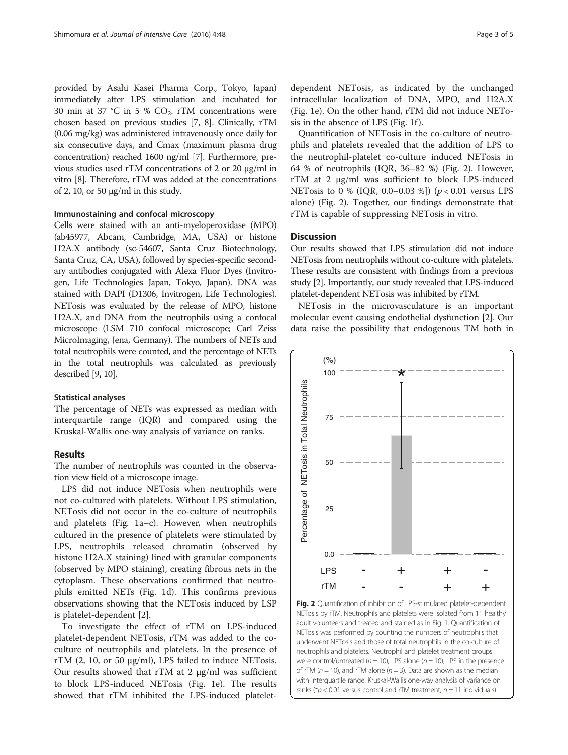provided by Asahi Kasei Pharma Corp., Tokyo, Japan) immediately after LPS stimulation and incubated for 30 min at 37 °C in 5 % $CO_2$. rTM concentrations were chosen based on previous studies [7, 8]. Clinically, rTM (0.06 mg/kg) was administered intravenously once daily for six consecutive days, and Cmax (maximum plasma drug concentration) reached 1600 ng/ml [7]. Furthermore, previous studies used rTM concentrations of 2 or 20 μg/ml in vitro [8]. Therefore, rTM was added at the concentrations of 2, 10, or 50 μg/ml in this study.

### Immunostaining and confocal microscopy

Cells were stained with an anti-myeloperoxidase (MPO) (ab45977, Abcam, Cambridge, MA, USA) or histone H2A.X antibody (sc-54607, Santa Cruz Biotechnology, Santa Cruz, CA, USA), followed by species-specific secondary antibodies conjugated with Alexa Fluor Dyes (Invitrogen, Life Technologies Japan, Tokyo, Japan). DNA was stained with DAPI (D1306, Invitrogen, Life Technologies). NETosis was evaluated by the release of MPO, histone H2A.X, and DNA from the neutrophils using a confocal microscope (LSM 710 confocal microscope; Carl Zeiss MicroImaging, Jena, Germany). The numbers of NETs and total neutrophils were counted, and the percentage of NETs in the total neutrophils was calculated as previously described [9, 10].

### Statistical analyses

The percentage of NETs was expressed as median with interquartile range (IQR) and compared using the Kruskal-Wallis one-way analysis of variance on ranks.

## Results

The number of neutrophils was counted in the observation view field of a microscope image.

LPS did not induce NETosis when neutrophils were not co-cultured with platelets. Without LPS stimulation, NETosis did not occur in the co-culture of neutrophils and platelets (Fig. 1a–c). However, when neutrophils cultured in the presence of platelets were stimulated by LPS, neutrophils released chromatin (observed by histone H2A.X staining) lined with granular components (observed by MPO staining), creating fibrous nets in the cytoplasm. These observations confirmed that neutrophils emitted NETs (Fig. 1d). This confirms previous observations showing that the NETosis induced by LSP is platelet-dependent [2].

To investigate the effect of rTM on LPS-induced platelet-dependent NETosis, rTM was added to the co-culture of neutrophils and platelets. In the presence of rTM (2, 10, or 50 μg/ml), LPS failed to induce NETosis. Our results showed that rTM at 2 μg/ml was sufficient to block LPS-induced NETosis (Fig. 1e). The results showed that rTM inhibited the LPS-induced platelet-dependent NETosis, as indicated by the unchanged intracellular localization of DNA, MPO, and H2A.X (Fig. 1e). On the other hand, rTM did not induce NETosis in the absence of LPS (Fig. 1f).

Quantification of NETosis in the co-culture of neutrophils and platelets revealed that the addition of LPS to the neutrophil-platelet co-culture induced NETosis in 64 % of neutrophils (IQR, 36–82 %) (Fig. 2). However, rTM at 2 μg/ml was sufficient to block LPS-induced NETosis to 0 % (IQR, 0.0–0.03 %]) ($p < 0.01$ versus LPS alone) (Fig. 2). Together, our findings demonstrate that rTM is capable of suppressing NETosis in vitro.

## Discussion

Our results showed that LPS stimulation did not induce NETosis from neutrophils without co-culture with platelets. These results are consistent with findings from a previous study [2]. Importantly, our study revealed that LPS-induced platelet-dependent NETosis was inhibited by rTM.

NETosis in the microvasculature is an important molecular event causing endothelial dysfunction [2]. Our data raise the possibility that endogenous TM both in

**Fig. 2** Quantification of inhibition of LPS-stimulated platelet-dependent NETosis by rTM. Neutrophils and platelets were isolated from 11 healthy adult volunteers and treated and stained as in Fig. 1. Quantification of NETosis was performed by counting the numbers of neutrophils that underwent NETosis and those of total neutrophils in the co-culture of neutrophils and platelets. Neutrophil and platelet treatment groups were control/untreated ($n = 10$), LPS alone ($n = 10$), LPS in the presence of rTM ($n = 10$), and rTM alone ($n = 3$). Data are shown as the median with interquartile range. Kruskal-Wallis one-way analysis of variance on ranks (*$p < 0.01$ versus control and rTM treatment, $n = 11$ individuals)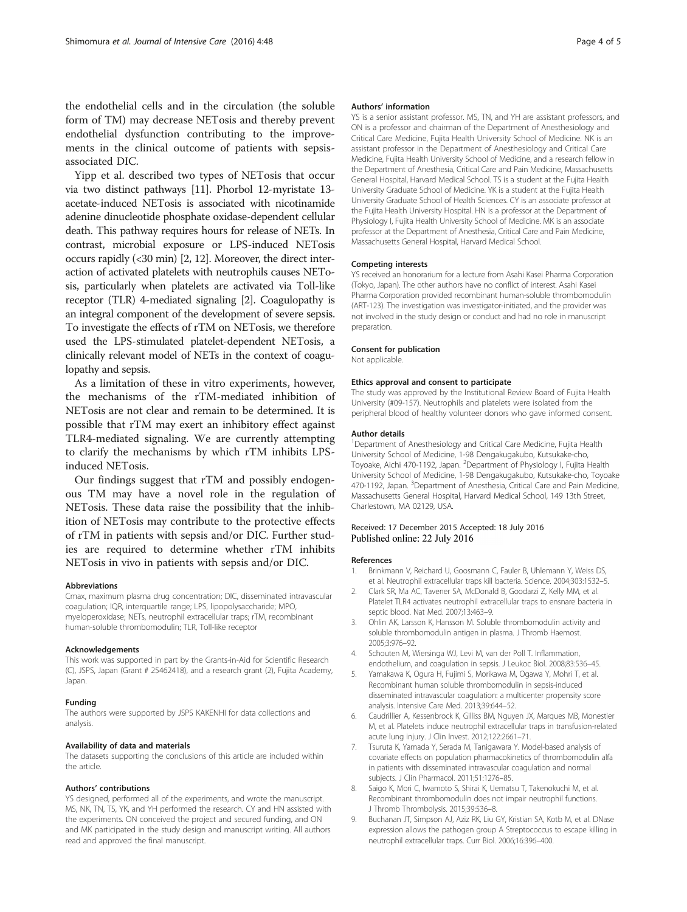the endothelial cells and in the circulation (the soluble form of TM) may decrease NETosis and thereby prevent endothelial dysfunction contributing to the improvements in the clinical outcome of patients with sepsis-associated DIC.

Yipp et al. described two types of NETosis that occur via two distinct pathways [11]. Phorbol 12-myristate 13-acetate-induced NETosis is associated with nicotinamide adenine dinucleotide phosphate oxidase-dependent cellular death. This pathway requires hours for release of NETs. In contrast, microbial exposure or LPS-induced NETosis occurs rapidly (<30 min) [2, 12]. Moreover, the direct interaction of activated platelets with neutrophils causes NETosis, particularly when platelets are activated via Toll-like receptor (TLR) 4-mediated signaling [2]. Coagulopathy is an integral component of the development of severe sepsis. To investigate the effects of rTM on NETosis, we therefore used the LPS-stimulated platelet-dependent NETosis, a clinically relevant model of NETs in the context of coagulopathy and sepsis.

As a limitation of these in vitro experiments, however, the mechanisms of the rTM-mediated inhibition of NETosis are not clear and remain to be determined. It is possible that rTM may exert an inhibitory effect against TLR4-mediated signaling. We are currently attempting to clarify the mechanisms by which rTM inhibits LPS-induced NETosis.

Our findings suggest that rTM and possibly endogenous TM may have a novel role in the regulation of NETosis. These data raise the possibility that the inhibition of NETosis may contribute to the protective effects of rTM in patients with sepsis and/or DIC. Further studies are required to determine whether rTM inhibits NETosis in vivo in patients with sepsis and/or DIC.

#### Abbreviations

Cmax, maximum plasma drug concentration; DIC, disseminated intravascular coagulation; IQR, interquartile range; LPS, lipopolysaccharide; MPO, myeloperoxidase; NETs, neutrophil extracellular traps; rTM, recombinant human-soluble thrombomodulin; TLR, Toll-like receptor

#### Acknowledgements

This work was supported in part by the Grants-in-Aid for Scientific Research (C), JSPS, Japan (Grant # 25462418), and a research grant (2), Fujita Academy, Japan.

#### Funding

The authors were supported by JSPS KAKENHI for data collections and analysis.

#### Availability of data and materials

The datasets supporting the conclusions of this article are included within the article.

#### Authors' contributions

YS designed, performed all of the experiments, and wrote the manuscript. MS, NK, TN, TS, YK, and YH performed the research. CY and HN assisted with the experiments. ON conceived the project and secured funding, and ON and MK participated in the study design and manuscript writing. All authors read and approved the final manuscript.

#### Authors' information

YS is a senior assistant professor. MS, TN, and YH are assistant professors, and ON is a professor and chairman of the Department of Anesthesiology and Critical Care Medicine, Fujita Health University School of Medicine. NK is an assistant professor in the Department of Anesthesiology and Critical Care Medicine, Fujita Health University School of Medicine, and a research fellow in the Department of Anesthesia, Critical Care and Pain Medicine, Massachusetts General Hospital, Harvard Medical School. TS is a student at the Fujita Health University Graduate School of Medicine. YK is a student at the Fujita Health University Graduate School of Health Sciences. CY is an associate professor at the Fujita Health University Hospital. HN is a professor at the Department of Physiology I, Fujita Health University School of Medicine. MK is an associate professor at the Department of Anesthesia, Critical Care and Pain Medicine, Massachusetts General Hospital, Harvard Medical School.

#### Competing interests

YS received an honorarium for a lecture from Asahi Kasei Pharma Corporation (Tokyo, Japan). The other authors have no conflict of interest. Asahi Kasei Pharma Corporation provided recombinant human-soluble thrombomodulin (ART-123). The investigation was investigator-initiated, and the provider was not involved in the study design or conduct and had no role in manuscript preparation.

#### Consent for publication

Not applicable.

#### Ethics approval and consent to participate

The study was approved by the Institutional Review Board of Fujita Health University (#09-157). Neutrophils and platelets were isolated from the peripheral blood of healthy volunteer donors who gave informed consent.

#### Author details

[1]Department of Anesthesiology and Critical Care Medicine, Fujita Health University School of Medicine, 1-98 Dengakugakubo, Kutsukake-cho, Toyoake, Aichi 470-1192, Japan. [2]Department of Physiology I, Fujita Health University School of Medicine, 1-98 Dengakugakubo, Kutsukake-cho, Toyoake 470-1192, Japan. [3]Department of Anesthesia, Critical Care and Pain Medicine, Massachusetts General Hospital, Harvard Medical School, 149 13th Street, Charlestown, MA 02129, USA.

Received: 17 December 2015 Accepted: 18 July 2016
Published online: 22 July 2016

#### References

1. Brinkmann V, Reichard U, Goosmann C, Fauler B, Uhlemann Y, Weiss DS, et al. Neutrophil extracellular traps kill bacteria. Science. 2004;303:1532–5.
2. Clark SR, Ma AC, Tavener SA, McDonald B, Goodarzi Z, Kelly MM, et al. Platelet TLR4 activates neutrophil extracellular traps to ensnare bacteria in septic blood. Nat Med. 2007;13:463–9.
3. Ohlin AK, Larsson K, Hansson M. Soluble thrombomodulin activity and soluble thrombomodulin antigen in plasma. J Thromb Haemost. 2005;3:976–82.
4. Schouten M, Wiersinga WJ, Levi M, van der Poll T. Inflammation, endothelium, and coagulation in sepsis. J Leukoc Biol. 2008;83:536–45.
5. Yamakawa K, Ogura H, Fujimi S, Morikawa M, Ogawa Y, Mohri T, et al. Recombinant human soluble thrombomodulin in sepsis-induced disseminated intravascular coagulation: a multicenter propensity score analysis. Intensive Care Med. 2013;39:644–52.
6. Caudrillier A, Kessenbrock K, Gilliss BM, Nguyen JX, Marques MB, Monestier M, et al. Platelets induce neutrophil extracellular traps in transfusion-related acute lung injury. J Clin Invest. 2012;122:2661–71.
7. Tsuruta K, Yamada Y, Serada M, Tanigawara Y. Model-based analysis of covariate effects on population pharmacokinetics of thrombomodulin alfa in patients with disseminated intravascular coagulation and normal subjects. J Clin Pharmacol. 2011;51:1276–85.
8. Saigo K, Mori C, Iwamoto S, Shirai K, Uematsu T, Takenokuchi M, et al. Recombinant thrombomodulin does not impair neutrophil functions. J Thromb Thrombolysis. 2015;39:536–8.
9. Buchanan JT, Simpson AJ, Aziz RK, Liu GY, Kristian SA, Kotb M, et al. DNase expression allows the pathogen group A Streptococcus to escape killing in neutrophil extracellular traps. Curr Biol. 2006;16:396–400.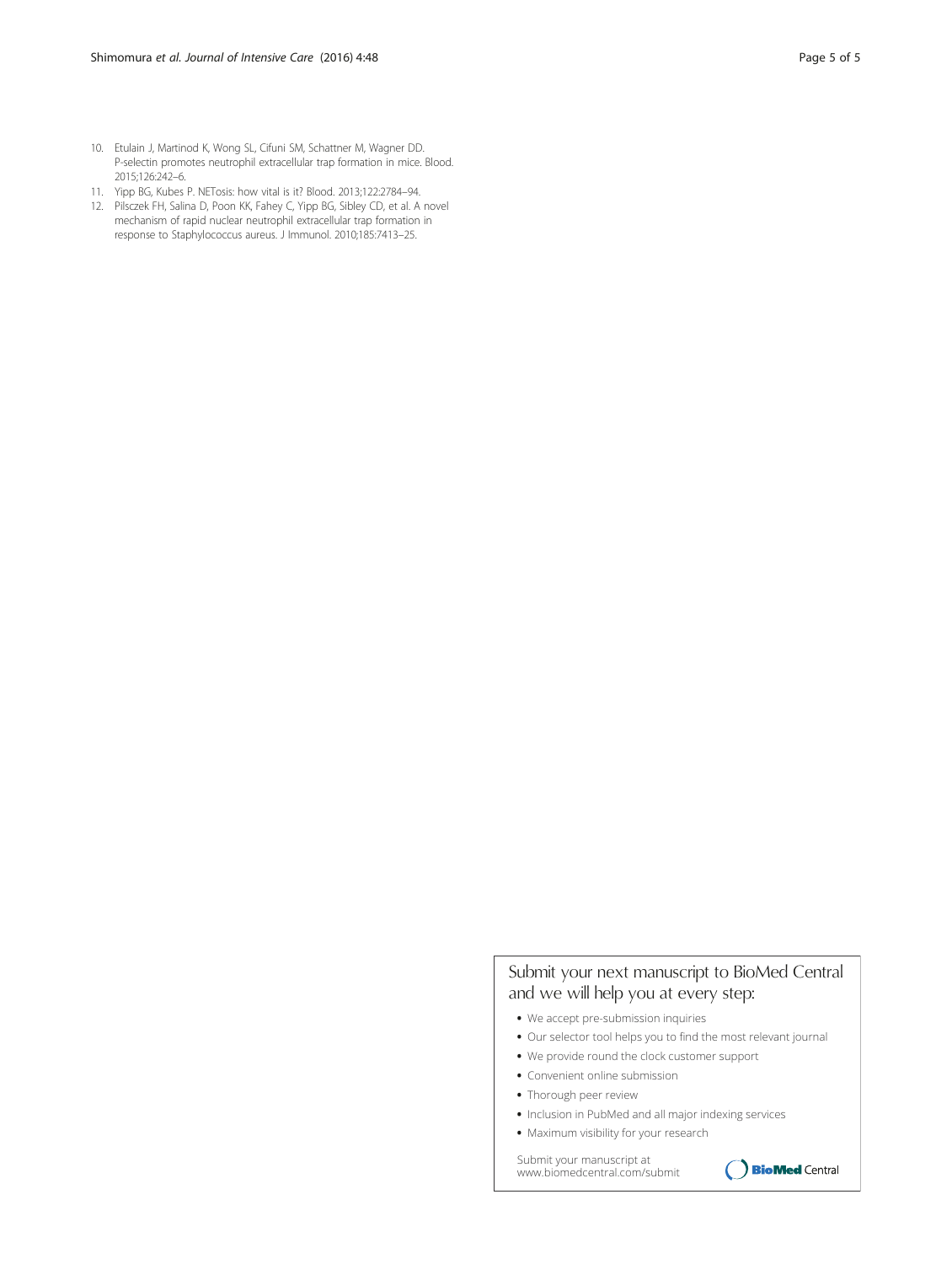10. Etulain J, Martinod K, Wong SL, Cifuni SM, Schattner M, Wagner DD. P-selectin promotes neutrophil extracellular trap formation in mice. Blood. 2015;126:242–6.
11. Yipp BG, Kubes P. NETosis: how vital is it? Blood. 2013;122:2784–94.
12. Pilsczek FH, Salina D, Poon KK, Fahey C, Yipp BG, Sibley CD, et al. A novel mechanism of rapid nuclear neutrophil extracellular trap formation in response to Staphylococcus aureus. J Immunol. 2010;185:7413–25.

Submit your next manuscript to BioMed Central and we will help you at every step:

- We accept pre-submission inquiries
- Our selector tool helps you to find the most relevant journal
- We provide round the clock customer support
- Convenient online submission
- Thorough peer review
- Inclusion in PubMed and all major indexing services
- Maximum visibility for your research

Submit your manuscript at www.biomedcentral.com/submit

BioMed Central